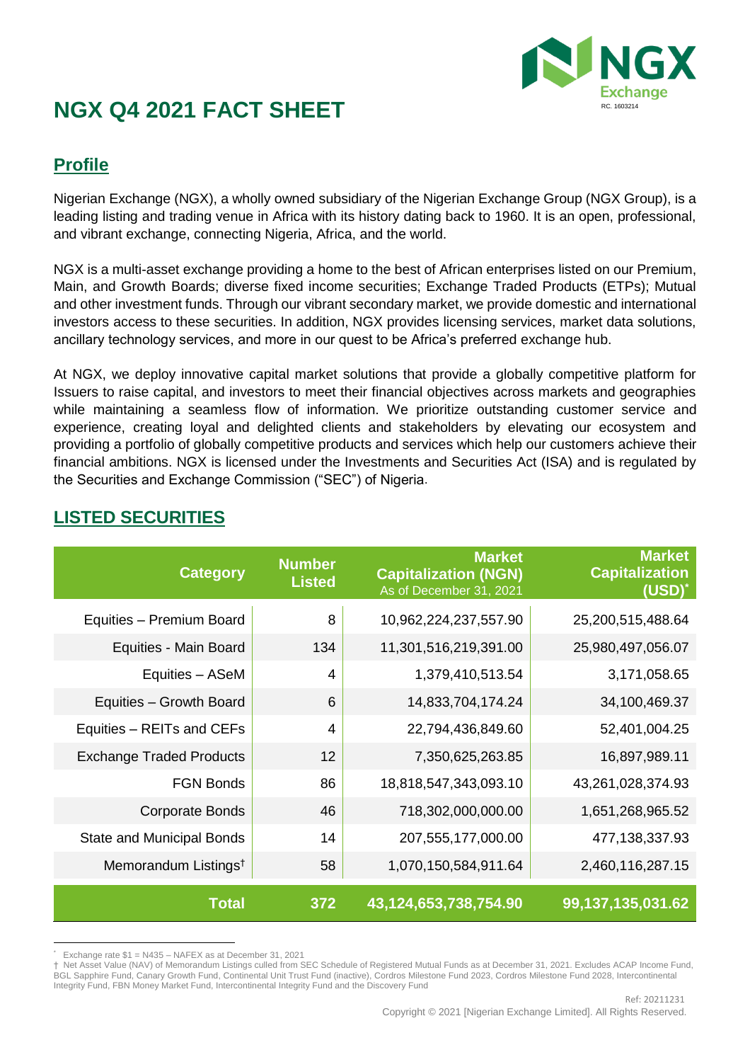# NGX Q4 2021 FACT SHEET

## Profile

Nigerian Exchange (NGX), a wholly owned subsidiary of the Nigerian Exchange Group (NGX Group), is a leading listing and trading venue in Africa with its history dating back to 1960. It is an open, professional, and vibrant exchange, connecting Nigeria, Africa, and the world.

NGX is a multi-asset exchange providing a home to the best of African enterprises listed on our Premium, Main, and Growth Boards; diverse fixed income securities; Exchange Traded Products (ETPs); Mutual and other investment funds. Through our vibrant secondary market, we provide domestic and international investors access to these securities. In addition, NGX provides licensing services, market data solutions, ancillary technology services, and more in our quest to be Africa's preferred exchange hub.

At NGX, we deploy innovative capital market solutions that provide a globally competitive platform for Issuers to raise capital, and investors to meet their financial objectives across markets and geographies while maintaining a seamless flow of information. We prioritize outstanding customer service and experience, creating loyal and delighted clients and stakeholders by elevating our ecosystem and providing a portfolio of globally competitive products and services which help our customers achieve their financial ambitions. NGX is licensed under the Investments and Securities Act (ISA) and is regulated by the Securities and Exchange Commission ("SEC") of Nigeria.

## LISTED SECURITIES

| Category | Number Listed | Market Capitalization (NGN) As of December 31, 2021 | Market Capitalization (USD)* |
|---|---|---|---|
| Equities – Premium Board | 8 | 10,962,224,237,557.90 | 25,200,515,488.64 |
| Equities - Main Board | 134 | 11,301,516,219,391.00 | 25,980,497,056.07 |
| Equities – ASeM | 4 | 1,379,410,513.54 | 3,171,058.65 |
| Equities – Growth Board | 6 | 14,833,704,174.24 | 34,100,469.37 |
| Equities – REITs and CEFs | 4 | 22,794,436,849.60 | 52,401,004.25 |
| Exchange Traded Products | 12 | 7,350,625,263.85 | 16,897,989.11 |
| FGN Bonds | 86 | 18,818,547,343,093.10 | 43,261,028,374.93 |
| Corporate Bonds | 46 | 718,302,000,000.00 | 1,651,268,965.52 |
| State and Municipal Bonds | 14 | 207,555,177,000.00 | 477,138,337.93 |
| Memorandum Listings† | 58 | 1,070,150,584,911.64 | 2,460,116,287.15 |
| **Total** | **372** | **43,124,653,738,754.90** | **99,137,135,031.62** |

* Exchange rate $1 = N435 – NAFEX as at December 31, 2021

† Net Asset Value (NAV) of Memorandum Listings culled from SEC Schedule of Registered Mutual Funds as at December 31, 2021. Excludes ACAP Income Fund, BGL Sapphire Fund, Canary Growth Fund, Continental Unit Trust Fund (inactive), Cordros Milestone Fund 2023, Cordros Milestone Fund 2028, Intercontinental Integrity Fund, FBN Money Market Fund, Intercontinental Integrity Fund and the Discovery Fund

Ref: 20211231

Copyright © 2021 [Nigerian Exchange Limited]. All Rights Reserved.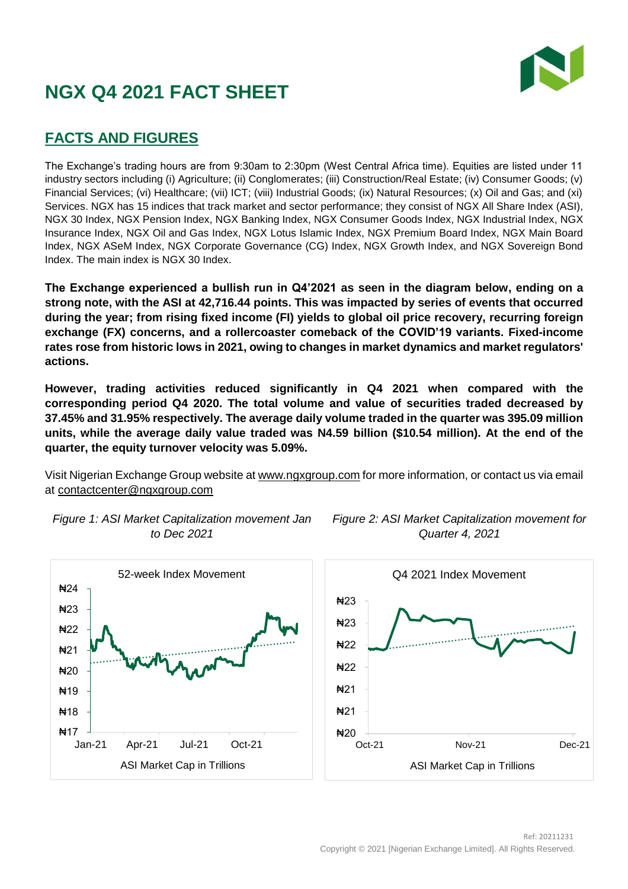# NGX Q4 2021 FACT SHEET

## FACTS AND FIGURES

The Exchange's trading hours are from 9:30am to 2:30pm (West Central Africa time). Equities are listed under 11 industry sectors including (i) Agriculture; (ii) Conglomerates; (iii) Construction/Real Estate; (iv) Consumer Goods; (v) Financial Services; (vi) Healthcare; (vii) ICT; (viii) Industrial Goods; (ix) Natural Resources; (x) Oil and Gas; and (xi) Services. NGX has 15 indices that track market and sector performance; they consist of NGX All Share Index (ASI), NGX 30 Index, NGX Pension Index, NGX Banking Index, NGX Consumer Goods Index, NGX Industrial Index, NGX Insurance Index, NGX Oil and Gas Index, NGX Lotus Islamic Index, NGX Premium Board Index, NGX Main Board Index, NGX ASeM Index, NGX Corporate Governance (CG) Index, NGX Growth Index, and NGX Sovereign Bond Index. The main index is NGX 30 Index.

**The Exchange experienced a bullish run in Q4'2021 as seen in the diagram below, ending on a strong note, with the ASI at 42,716.44 points. This was impacted by series of events that occurred during the year; from rising fixed income (FI) yields to global oil price recovery, recurring foreign exchange (FX) concerns, and a rollercoaster comeback of the COVID'19 variants. Fixed-income rates rose from historic lows in 2021, owing to changes in market dynamics and market regulators' actions.**

**However, trading activities reduced significantly in Q4 2021 when compared with the corresponding period Q4 2020. The total volume and value of securities traded decreased by 37.45% and 31.95% respectively. The average daily volume traded in the quarter was 395.09 million units, while the average daily value traded was N4.59 billion ($10.54 million). At the end of the quarter, the equity turnover velocity was 5.09%.**

Visit Nigerian Exchange Group website at www.ngxgroup.com for more information, or contact us via email at contactcenter@ngxgroup.com

*Figure 1: ASI Market Capitalization movement Jan to Dec 2021*

*Figure 2: ASI Market Capitalization movement for Quarter 4, 2021*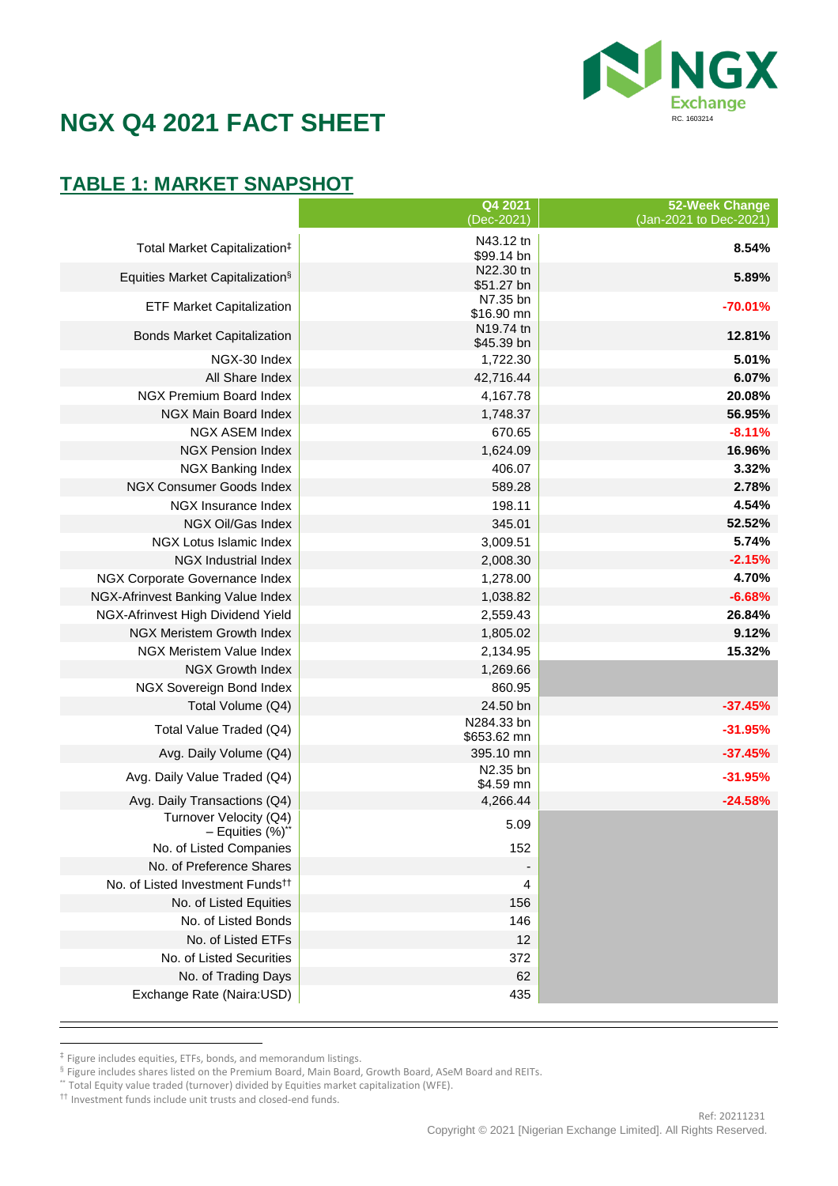# NGX Q4 2021 FACT SHEET

## TABLE 1: MARKET SNAPSHOT

| | Q4 2021 (Dec-2021) | 52-Week Change (Jan-2021 to Dec-2021) |
|---|---|---|
| Total Market Capitalization‡ | N43.12 tn $99.14 bn | 8.54% |
| Equities Market Capitalization§ | N22.30 tn $51.27 bn | 5.89% |
| ETF Market Capitalization | N7.35 bn $16.90 mn | -70.01% |
| Bonds Market Capitalization | N19.74 tn $45.39 bn | 12.81% |
| NGX-30 Index | 1,722.30 | 5.01% |
| All Share Index | 42,716.44 | 6.07% |
| NGX Premium Board Index | 4,167.78 | 20.08% |
| NGX Main Board Index | 1,748.37 | 56.95% |
| NGX ASEM Index | 670.65 | -8.11% |
| NGX Pension Index | 1,624.09 | 16.96% |
| NGX Banking Index | 406.07 | 3.32% |
| NGX Consumer Goods Index | 589.28 | 2.78% |
| NGX Insurance Index | 198.11 | 4.54% |
| NGX Oil/Gas Index | 345.01 | 52.52% |
| NGX Lotus Islamic Index | 3,009.51 | 5.74% |
| NGX Industrial Index | 2,008.30 | -2.15% |
| NGX Corporate Governance Index | 1,278.00 | 4.70% |
| NGX-Afrinvest Banking Value Index | 1,038.82 | -6.68% |
| NGX-Afrinvest High Dividend Yield | 2,559.43 | 26.84% |
| NGX Meristem Growth Index | 1,805.02 | 9.12% |
| NGX Meristem Value Index | 2,134.95 | 15.32% |
| NGX Growth Index | 1,269.66 | |
| NGX Sovereign Bond Index | 860.95 | |
| Total Volume (Q4) | 24.50 bn | -37.45% |
| Total Value Traded (Q4) | N284.33 bn $653.62 mn | -31.95% |
| Avg. Daily Volume (Q4) | 395.10 mn | -37.45% |
| Avg. Daily Value Traded (Q4) | N2.35 bn $4.59 mn | -31.95% |
| Avg. Daily Transactions (Q4) | 4,266.44 | -24.58% |
| Turnover Velocity (Q4) – Equities (%)** | 5.09 | |
| No. of Listed Companies | 152 | |
| No. of Preference Shares | - | |
| No. of Listed Investment Funds†† | 4 | |
| No. of Listed Equities | 156 | |
| No. of Listed Bonds | 146 | |
| No. of Listed ETFs | 12 | |
| No. of Listed Securities | 372 | |
| No. of Trading Days | 62 | |
| Exchange Rate (Naira:USD) | 435 | |

‡ Figure includes equities, ETFs, bonds, and memorandum listings.

§ Figure includes shares listed on the Premium Board, Main Board, Growth Board, ASeM Board and REITs.

** Total Equity value traded (turnover) divided by Equities market capitalization (WFE).

†† Investment funds include unit trusts and closed-end funds.

Ref: 20211231

Copyright © 2021 [Nigerian Exchange Limited]. All Rights Reserved.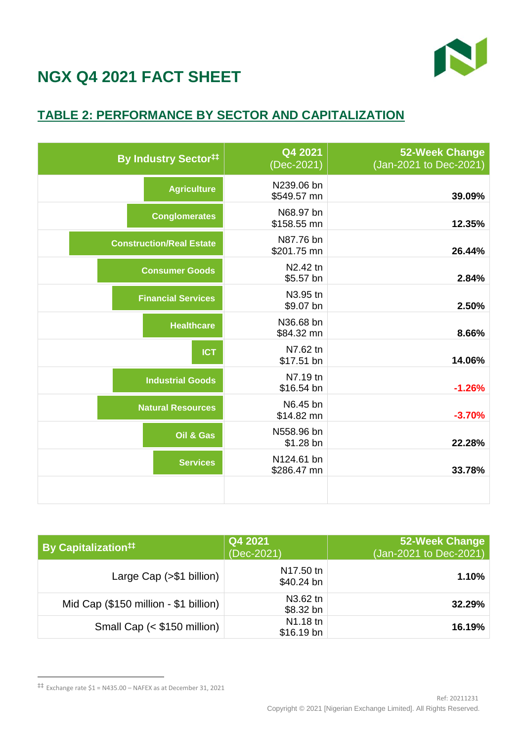# NGX Q4 2021 FACT SHEET

## TABLE 2: PERFORMANCE BY SECTOR AND CAPITALIZATION

| By Industry Sector[‡‡] | Q4 2021 (Dec-2021) | 52-Week Change (Jan-2021 to Dec-2021) |
|---|---|---|
| Agriculture | N239.06 bn $549.57 mn | **39.09%** |
| Conglomerates | N68.97 bn $158.55 mn | **12.35%** |
| Construction/Real Estate | N87.76 bn $201.75 mn | **26.44%** |
| Consumer Goods | N2.42 tn $5.57 bn | **2.84%** |
| Financial Services | N3.95 tn $9.07 bn | **2.50%** |
| Healthcare | N36.68 bn $84.32 mn | **8.66%** |
| ICT | N7.62 tn $17.51 bn | **14.06%** |
| Industrial Goods | N7.19 tn $16.54 bn | **-1.26%** |
| Natural Resources | N6.45 bn $14.82 mn | **-3.70%** |
| Oil & Gas | N558.96 bn $1.28 bn | **22.28%** |
| Services | N124.61 bn $286.47 mn | **33.78%** |
| | | |

| By Capitalization[‡‡] | Q4 2021 (Dec-2021) | 52-Week Change (Jan-2021 to Dec-2021) |
|---|---|---|
| Large Cap (>$1 billion) | N17.50 tn $40.24 bn | **1.10%** |
| Mid Cap ($150 million - $1 billion) | N3.62 tn $8.32 bn | **32.29%** |
| Small Cap (< $150 million) | N1.18 tn $16.19 bn | **16.19%** |

[‡‡] Exchange rate $1 = N435.00 – NAFEX as at December 31, 2021

Ref: 20211231

Copyright © 2021 [Nigerian Exchange Limited]. All Rights Reserved.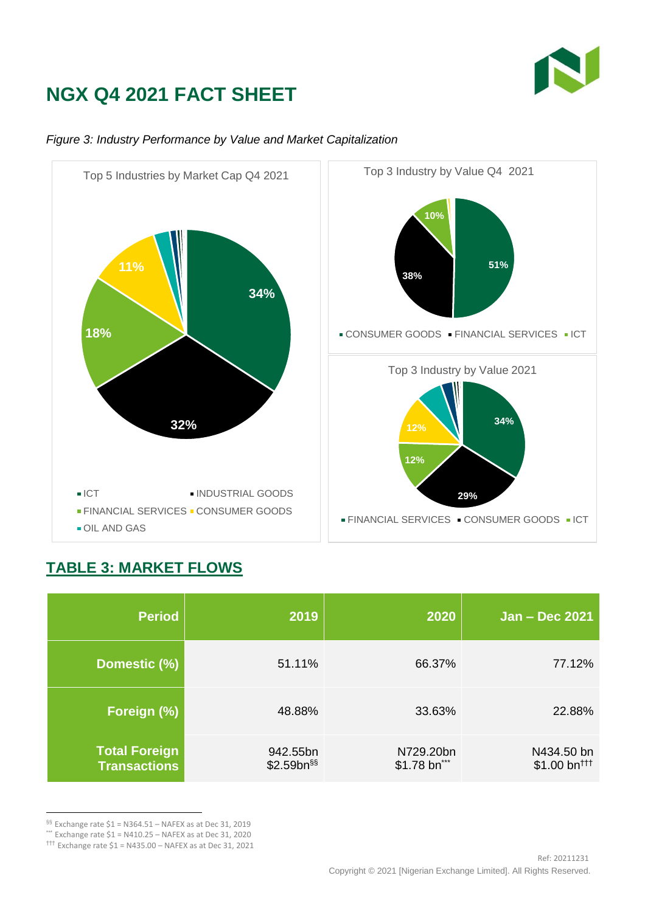# NGX Q4 2021 FACT SHEET

*Figure 3: Industry Performance by Value and Market Capitalization*

Top 5 Industries by Market Cap Q4 2021

34%
32%
18%
11%

ICT
INDUSTRIAL GOODS
FINANCIAL SERVICES
CONSUMER GOODS
OIL AND GAS

Top 3 Industry by Value Q4 2021

51%
38%
10%

CONSUMER GOODS
FINANCIAL SERVICES
ICT

Top 3 Industry by Value 2021

34%
29%
12%
12%

FINANCIAL SERVICES
CONSUMER GOODS
ICT

## TABLE 3: MARKET FLOWS

| Period | 2019 | 2020 | Jan – Dec 2021 |
| --- | --- | --- | --- |
| Domestic (%) | 51.11% | 66.37% | 77.12% |
| Foreign (%) | 48.88% | 33.63% | 22.88% |
| Total Foreign Transactions | 942.55bn $2.59bn[§§] | N729.20bn $1.78 bn[***] | N434.50 bn $1.00 bn[†††] |

[§§] Exchange rate $1 = N364.51 – NAFEX as at Dec 31, 2019

[***] Exchange rate $1 = N410.25 – NAFEX as at Dec 31, 2020

[†††] Exchange rate $1 = N435.00 – NAFEX as at Dec 31, 2021

Ref: 20211231

Copyright © 2021 [Nigerian Exchange Limited]. All Rights Reserved.